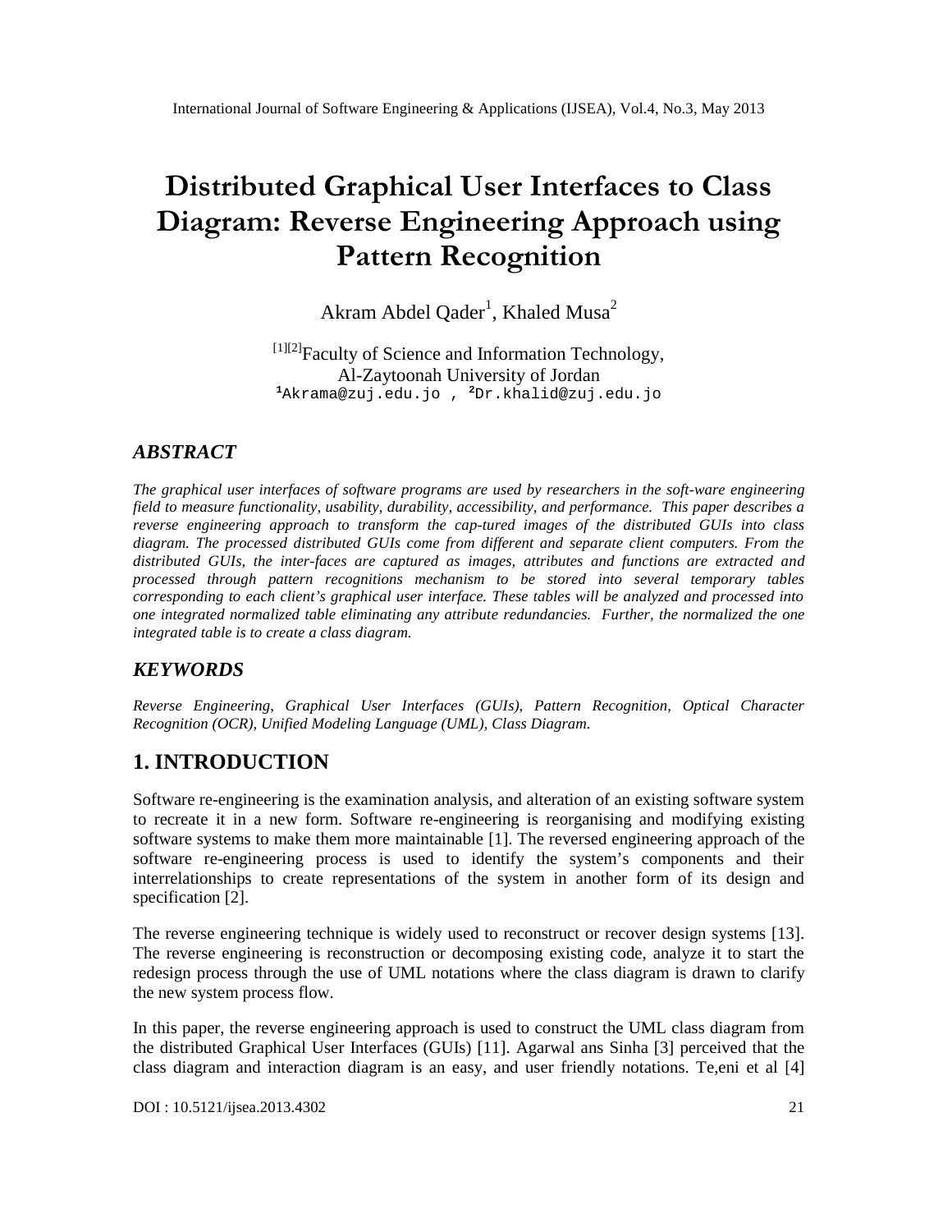# Distributed Graphical User Interfaces to Class Diagram: Reverse Engineering Approach using Pattern Recognition

Akram Abdel Qader[1], Khaled Musa[2]

[1][2]Faculty of Science and Information Technology,
Al-Zaytoonah University of Jordan
[1]Akrama@zuj.edu.jo , [2]Dr.khalid@zuj.edu.jo

## ABSTRACT

*The graphical user interfaces of software programs are used by researchers in the soft-ware engineering field to measure functionality, usability, durability, accessibility, and performance. This paper describes a reverse engineering approach to transform the cap-tured images of the distributed GUIs into class diagram. The processed distributed GUIs come from different and separate client computers. From the distributed GUIs, the inter-faces are captured as images, attributes and functions are extracted and processed through pattern recognitions mechanism to be stored into several temporary tables corresponding to each client's graphical user interface. These tables will be analyzed and processed into one integrated normalized table eliminating any attribute redundancies. Further, the normalized the one integrated table is to create a class diagram.*

## KEYWORDS

*Reverse Engineering, Graphical User Interfaces (GUIs), Pattern Recognition, Optical Character Recognition (OCR), Unified Modeling Language (UML), Class Diagram.*

## 1. INTRODUCTION

Software re-engineering is the examination analysis, and alteration of an existing software system to recreate it in a new form. Software re-engineering is reorganising and modifying existing software systems to make them more maintainable [1]. The reversed engineering approach of the software re-engineering process is used to identify the system's components and their interrelationships to create representations of the system in another form of its design and specification [2].

The reverse engineering technique is widely used to reconstruct or recover design systems [13]. The reverse engineering is reconstruction or decomposing existing code, analyze it to start the redesign process through the use of UML notations where the class diagram is drawn to clarify the new system process flow.

In this paper, the reverse engineering approach is used to construct the UML class diagram from the distributed Graphical User Interfaces (GUIs) [11]. Agarwal ans Sinha [3] perceived that the class diagram and interaction diagram is an easy, and user friendly notations. Te,eni et al [4]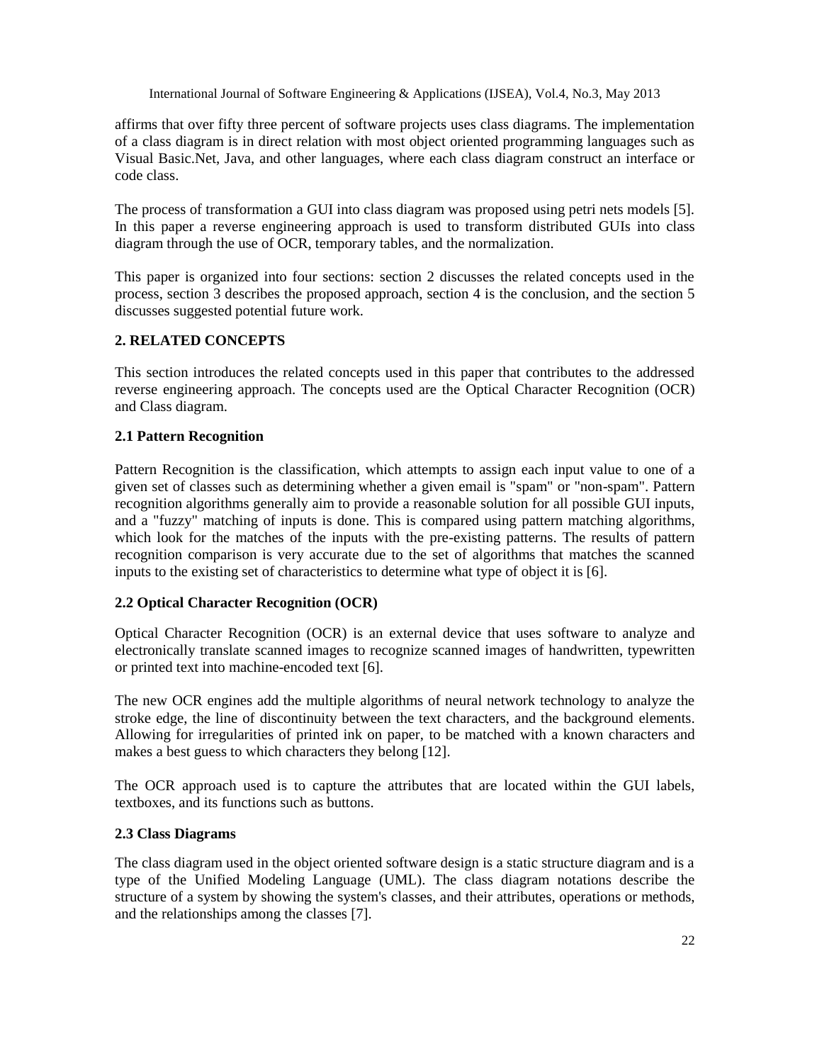affirms that over fifty three percent of software projects uses class diagrams. The implementation of a class diagram is in direct relation with most object oriented programming languages such as Visual Basic.Net, Java, and other languages, where each class diagram construct an interface or code class.

The process of transformation a GUI into class diagram was proposed using petri nets models [5]. In this paper a reverse engineering approach is used to transform distributed GUIs into class diagram through the use of OCR, temporary tables, and the normalization.

This paper is organized into four sections: section 2 discusses the related concepts used in the process, section 3 describes the proposed approach, section 4 is the conclusion, and the section 5 discusses suggested potential future work.

## 2. RELATED CONCEPTS

This section introduces the related concepts used in this paper that contributes to the addressed reverse engineering approach. The concepts used are the Optical Character Recognition (OCR) and Class diagram.

### 2.1 Pattern Recognition

Pattern Recognition is the classification, which attempts to assign each input value to one of a given set of classes such as determining whether a given email is "spam" or "non-spam". Pattern recognition algorithms generally aim to provide a reasonable solution for all possible GUI inputs, and a "fuzzy" matching of inputs is done. This is compared using pattern matching algorithms, which look for the matches of the inputs with the pre-existing patterns. The results of pattern recognition comparison is very accurate due to the set of algorithms that matches the scanned inputs to the existing set of characteristics to determine what type of object it is [6].

### 2.2 Optical Character Recognition (OCR)

Optical Character Recognition (OCR) is an external device that uses software to analyze and electronically translate scanned images to recognize scanned images of handwritten, typewritten or printed text into machine-encoded text [6].

The new OCR engines add the multiple algorithms of neural network technology to analyze the stroke edge, the line of discontinuity between the text characters, and the background elements. Allowing for irregularities of printed ink on paper, to be matched with a known characters and makes a best guess to which characters they belong [12].

The OCR approach used is to capture the attributes that are located within the GUI labels, textboxes, and its functions such as buttons.

### 2.3 Class Diagrams

The class diagram used in the object oriented software design is a static structure diagram and is a type of the Unified Modeling Language (UML). The class diagram notations describe the structure of a system by showing the system's classes, and their attributes, operations or methods, and the relationships among the classes [7].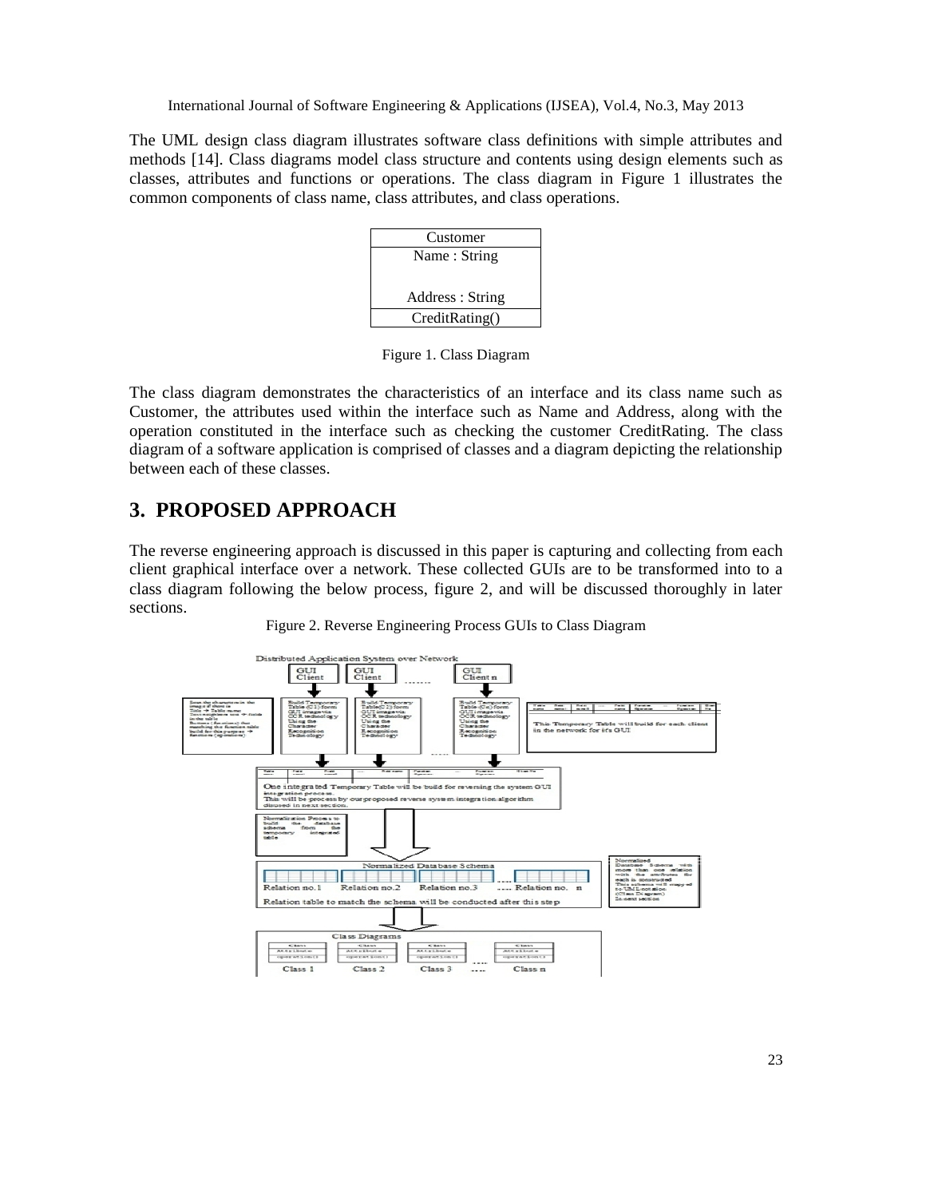The UML design class diagram illustrates software class definitions with simple attributes and methods [14]. Class diagrams model class structure and contents using design elements such as classes, attributes and functions or operations. The class diagram in Figure 1 illustrates the common components of class name, class attributes, and class operations.

| Customer |
|---|
| Name : String<br><br>Address : String |
| CreditRating() |

Figure 1. Class Diagram

The class diagram demonstrates the characteristics of an interface and its class name such as Customer, the attributes used within the interface such as Name and Address, along with the operation constituted in the interface such as checking the customer CreditRating. The class diagram of a software application is comprised of classes and a diagram depicting the relationship between each of these classes.

## 3. PROPOSED APPROACH

The reverse engineering approach is discussed in this paper is capturing and collecting from each client graphical interface over a network. These collected GUIs are to be transformed into to a class diagram following the below process, figure 2, and will be discussed thoroughly in later sections.

Figure 2. Reverse Engineering Process GUIs to Class Diagram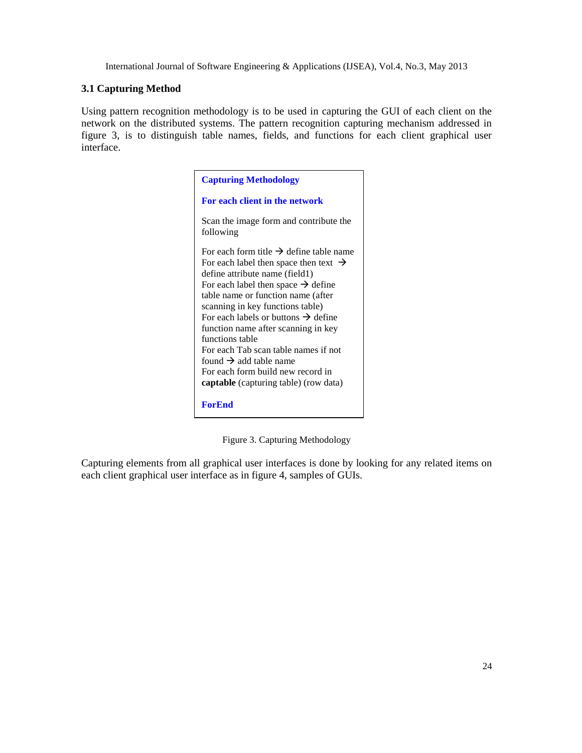### 3.1 Capturing Method

Using pattern recognition methodology is to be used in capturing the GUI of each client on the network on the distributed systems. The pattern recognition capturing mechanism addressed in figure 3, is to distinguish table names, fields, and functions for each client graphical user interface.

```
Capturing Methodology

For each client in the network

Scan the image form and contribute the following

For each form title → define table name
For each label then space then text →
define attribute name (field1)
For each label then space → define
table name or function name (after
scanning in key functions table)
For each labels or buttons → define
function name after scanning in key
functions table
For each Tab scan table names if not
found → add table name
For each form build new record in
captable (capturing table) (row data)

ForEnd
```

Figure 3. Capturing Methodology

Capturing elements from all graphical user interfaces is done by looking for any related items on each client graphical user interface as in figure 4, samples of GUIs.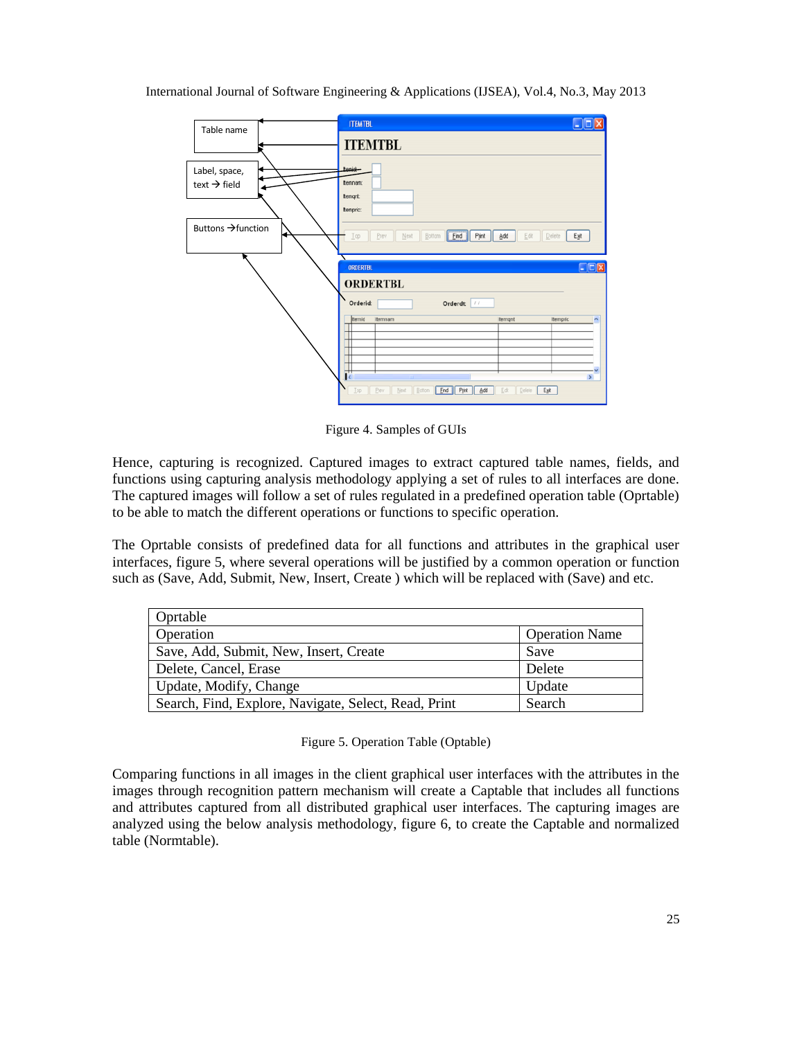Figure 4. Samples of GUIs

Hence, capturing is recognized. Captured images to extract captured table names, fields, and functions using capturing analysis methodology applying a set of rules to all interfaces are done. The captured images will follow a set of rules regulated in a predefined operation table (Oprtable) to be able to match the different operations or functions to specific operation.

The Oprtable consists of predefined data for all functions and attributes in the graphical user interfaces, figure 5, where several operations will be justified by a common operation or function such as (Save, Add, Submit, New, Insert, Create ) which will be replaced with (Save) and etc.

| Oprtable | |
|---|---|
| Operation | Operation Name |
| Save, Add, Submit, New, Insert, Create | Save |
| Delete, Cancel, Erase | Delete |
| Update, Modify, Change | Update |
| Search, Find, Explore, Navigate, Select, Read, Print | Search |

Figure 5. Operation Table (Optable)

Comparing functions in all images in the client graphical user interfaces with the attributes in the images through recognition pattern mechanism will create a Captable that includes all functions and attributes captured from all distributed graphical user interfaces. The capturing images are analyzed using the below analysis methodology, figure 6, to create the Captable and normalized table (Normtable).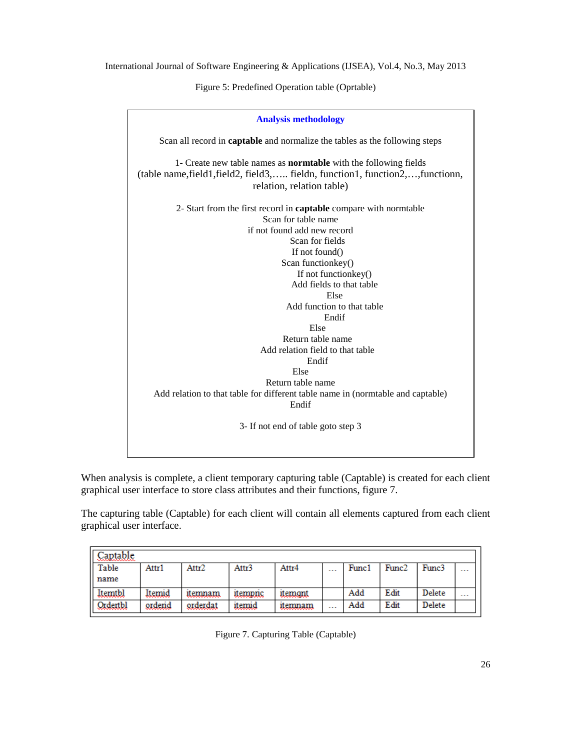Figure 5: Predefined Operation table (Oprtable)

**Analysis methodology**

Scan all record in **captable** and normalize the tables as the following steps

1- Create new table names as **normtable** with the following fields (table name,field1,field2, field3,….. fieldn, function1, function2,…,functionn, relation, relation table)

2- Start from the first record in **captable** compare with normtable

```
Scan for table name
if not found add new record
    Scan for fields
    If not found()
        Scan functionkey()
        If not functionkey()
            Add fields to that table
        Else
            Add function to that table
        Endif
    Else
        Return table name
        Add relation field to that table
    Endif
Else
    Return table name
    Add relation to that table for different table name in (normtable and captable)
Endif
```

3- If not end of table goto step 3

When analysis is complete, a client temporary capturing table (Captable) is created for each client graphical user interface to store class attributes and their functions, figure 7.

The capturing table (Captable) for each client will contain all elements captured from each client graphical user interface.

| Captable | | | | | | | | | |
|---|---|---|---|---|---|---|---|---|---|
| Table name | Attr1 | Attr2 | Attr3 | Attr4 | … | Func1 | Func2 | Func3 | … |
| Itemtbl | Itemid | itemnam | itempric | itemqnt | | Add | Edit | Delete | … |
| Ordertbl | orderid | orderdat | itemid | itemnam | … | Add | Edit | Delete | |

Figure 7. Capturing Table (Captable)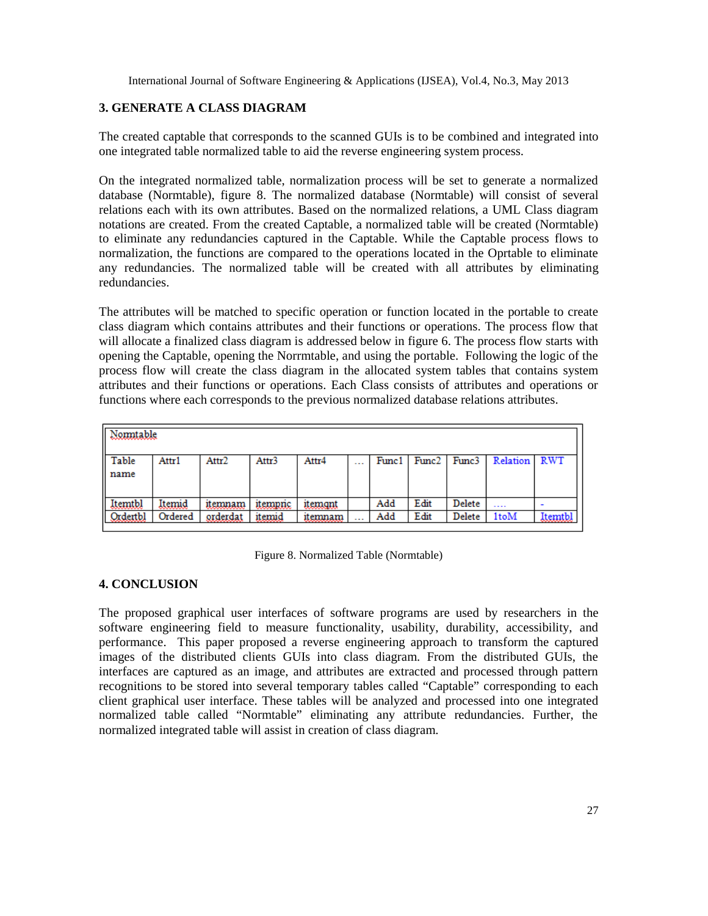## 3. GENERATE A CLASS DIAGRAM

The created captable that corresponds to the scanned GUIs is to be combined and integrated into one integrated table normalized table to aid the reverse engineering system process.

On the integrated normalized table, normalization process will be set to generate a normalized database (Normtable), figure 8. The normalized database (Normtable) will consist of several relations each with its own attributes. Based on the normalized relations, a UML Class diagram notations are created. From the created Captable, a normalized table will be created (Normtable) to eliminate any redundancies captured in the Captable. While the Captable process flows to normalization, the functions are compared to the operations located in the Oprtable to eliminate any redundancies. The normalized table will be created with all attributes by eliminating redundancies.

The attributes will be matched to specific operation or function located in the portable to create class diagram which contains attributes and their functions or operations. The process flow that will allocate a finalized class diagram is addressed below in figure 6. The process flow starts with opening the Captable, opening the Norrmtable, and using the portable. Following the logic of the process flow will create the class diagram in the allocated system tables that contains system attributes and their functions or operations. Each Class consists of attributes and operations or functions where each corresponds to the previous normalized database relations attributes.

| Normtable | | | | | | | | | | |
|---|---|---|---|---|---|---|---|---|---|---|
| Table name | Attr1 | Attr2 | Attr3 | Attr4 | ... | Func1 | Func2 | Func3 | Relation | RWT |
| Itemtbl | Itemid | itemnam | itempric | itemqnt | | Add | Edit | Delete | .... | - |
| Ordertbl | Ordered | orderdat | itemid | itemnam | ... | Add | Edit | Delete | 1toM | Itemtbl |

Figure 8. Normalized Table (Normtable)

## 4. CONCLUSION

The proposed graphical user interfaces of software programs are used by researchers in the software engineering field to measure functionality, usability, durability, accessibility, and performance. This paper proposed a reverse engineering approach to transform the captured images of the distributed clients GUIs into class diagram. From the distributed GUIs, the interfaces are captured as an image, and attributes are extracted and processed through pattern recognitions to be stored into several temporary tables called "Captable" corresponding to each client graphical user interface. These tables will be analyzed and processed into one integrated normalized table called "Normtable" eliminating any attribute redundancies. Further, the normalized integrated table will assist in creation of class diagram.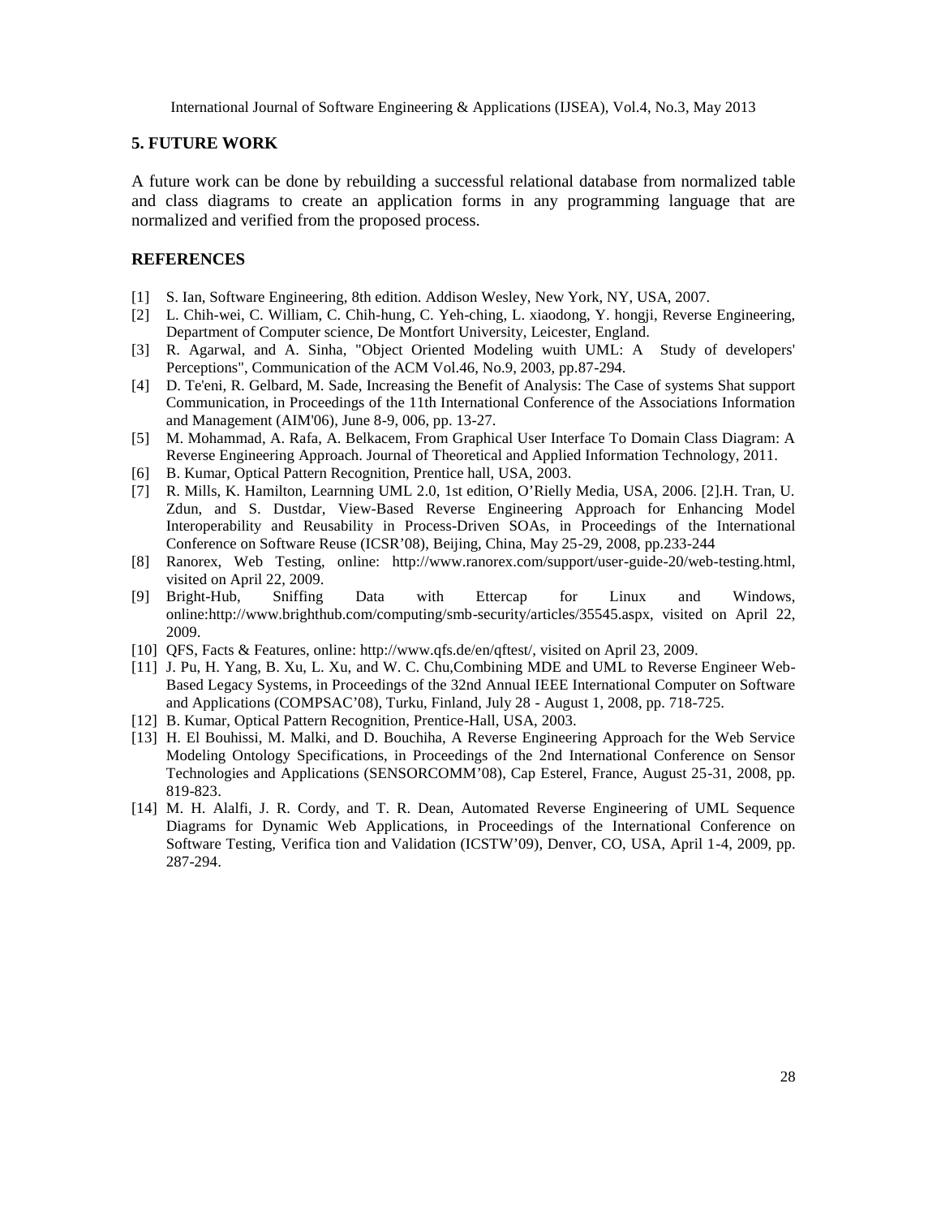## 5. FUTURE WORK

A future work can be done by rebuilding a successful relational database from normalized table and class diagrams to create an application forms in any programming language that are normalized and verified from the proposed process.

## REFERENCES

[1] S. Ian, Software Engineering, 8th edition. Addison Wesley, New York, NY, USA, 2007.

[2] L. Chih-wei, C. William, C. Chih-hung, C. Yeh-ching, L. xiaodong, Y. hongji, Reverse Engineering, Department of Computer science, De Montfort University, Leicester, England.

[3] R. Agarwal, and A. Sinha, "Object Oriented Modeling wuith UML: A Study of developers' Perceptions", Communication of the ACM Vol.46, No.9, 2003, pp.87-294.

[4] D. Te'eni, R. Gelbard, M. Sade, Increasing the Benefit of Analysis: The Case of systems Shat support Communication, in Proceedings of the 11th International Conference of the Associations Information and Management (AIM'06), June 8-9, 006, pp. 13-27.

[5] M. Mohammad, A. Rafa, A. Belkacem, From Graphical User Interface To Domain Class Diagram: A Reverse Engineering Approach. Journal of Theoretical and Applied Information Technology, 2011.

[6] B. Kumar, Optical Pattern Recognition, Prentice hall, USA, 2003.

[7] R. Mills, K. Hamilton, Learnning UML 2.0, 1st edition, O'Rielly Media, USA, 2006. [2].H. Tran, U. Zdun, and S. Dustdar, View-Based Reverse Engineering Approach for Enhancing Model Interoperability and Reusability in Process-Driven SOAs, in Proceedings of the International Conference on Software Reuse (ICSR'08), Beijing, China, May 25-29, 2008, pp.233-244

[8] Ranorex, Web Testing, online: http://www.ranorex.com/support/user-guide-20/web-testing.html, visited on April 22, 2009.

[9] Bright-Hub, Sniffing Data with Ettercap for Linux and Windows, online:http://www.brighthub.com/computing/smb-security/articles/35545.aspx, visited on April 22, 2009.

[10] QFS, Facts & Features, online: http://www.qfs.de/en/qftest/, visited on April 23, 2009.

[11] J. Pu, H. Yang, B. Xu, L. Xu, and W. C. Chu,Combining MDE and UML to Reverse Engineer Web-Based Legacy Systems, in Proceedings of the 32nd Annual IEEE International Computer on Software and Applications (COMPSAC'08), Turku, Finland, July 28 - August 1, 2008, pp. 718-725.

[12] B. Kumar, Optical Pattern Recognition, Prentice-Hall, USA, 2003.

[13] H. El Bouhissi, M. Malki, and D. Bouchiha, A Reverse Engineering Approach for the Web Service Modeling Ontology Specifications, in Proceedings of the 2nd International Conference on Sensor Technologies and Applications (SENSORCOMM'08), Cap Esterel, France, August 25-31, 2008, pp. 819-823.

[14] M. H. Alalfi, J. R. Cordy, and T. R. Dean, Automated Reverse Engineering of UML Sequence Diagrams for Dynamic Web Applications, in Proceedings of the International Conference on Software Testing, Verifica tion and Validation (ICSTW'09), Denver, CO, USA, April 1-4, 2009, pp. 287-294.